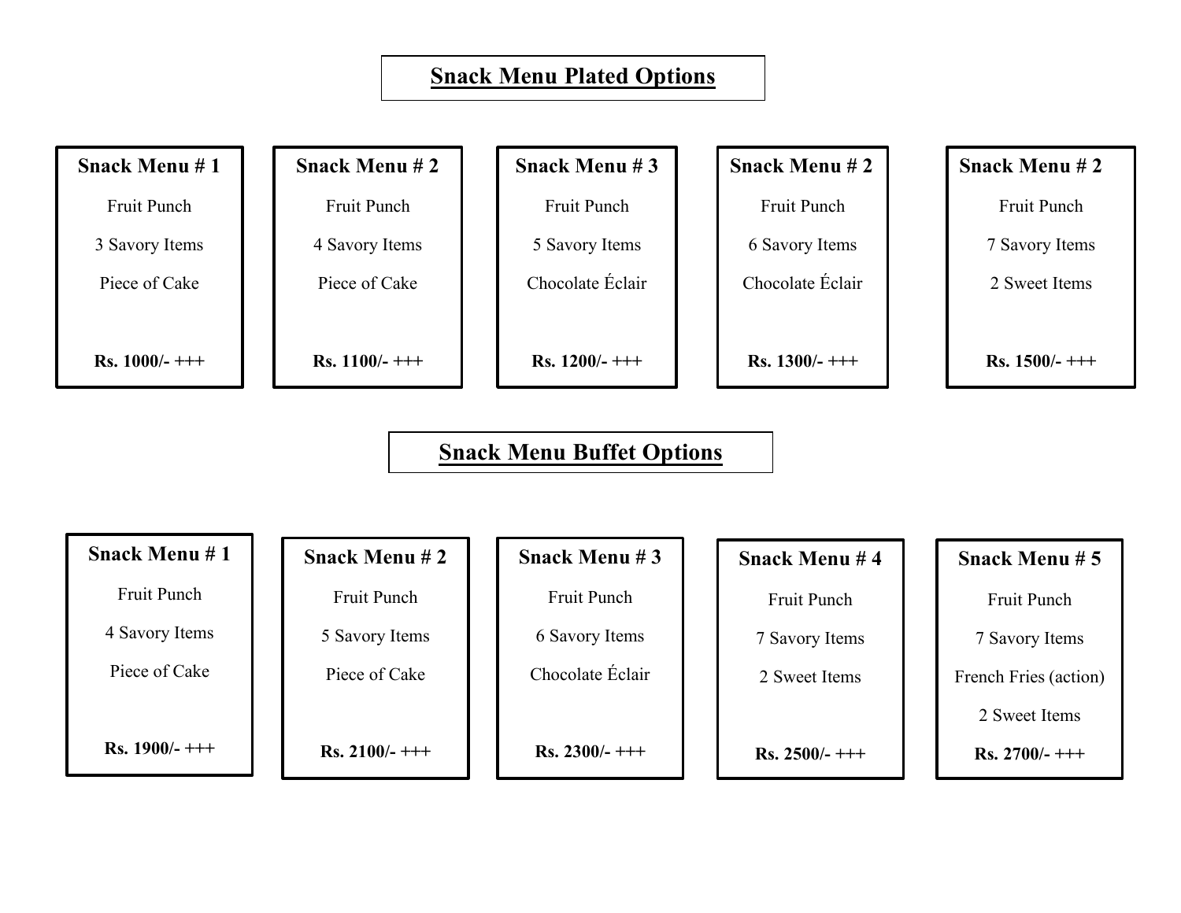## Snack Menu Plated Options

| Snack Menu # 1 | Snack Menu # 2 | Snack Menu # 3 | Snack Menu # 2 | Snack Menu # 2 |
|---|---|---|---|---|
| Fruit Punch | Fruit Punch | Fruit Punch | Fruit Punch | Fruit Punch |
| 3 Savory Items | 4 Savory Items | 5 Savory Items | 6 Savory Items | 7 Savory Items |
| Piece of Cake | Piece of Cake | Chocolate Éclair | Chocolate Éclair | 2 Sweet Items |
| **Rs. 1000/- +++** | **Rs. 1100/- +++** | **Rs. 1200/- +++** | **Rs. 1300/- +++** | **Rs. 1500/- +++** |

## Snack Menu Buffet Options

| Snack Menu # 1 | Snack Menu # 2 | Snack Menu # 3 | Snack Menu # 4 | Snack Menu # 5 |
|---|---|---|---|---|
| Fruit Punch | Fruit Punch | Fruit Punch | Fruit Punch | Fruit Punch |
| 4 Savory Items | 5 Savory Items | 6 Savory Items | 7 Savory Items | 7 Savory Items |
| Piece of Cake | Piece of Cake | Chocolate Éclair | 2 Sweet Items | French Fries (action) |
| | | | | 2 Sweet Items |
| **Rs. 1900/- +++** | **Rs. 2100/- +++** | **Rs. 2300/- +++** | **Rs. 2500/- +++** | **Rs. 2700/- +++** |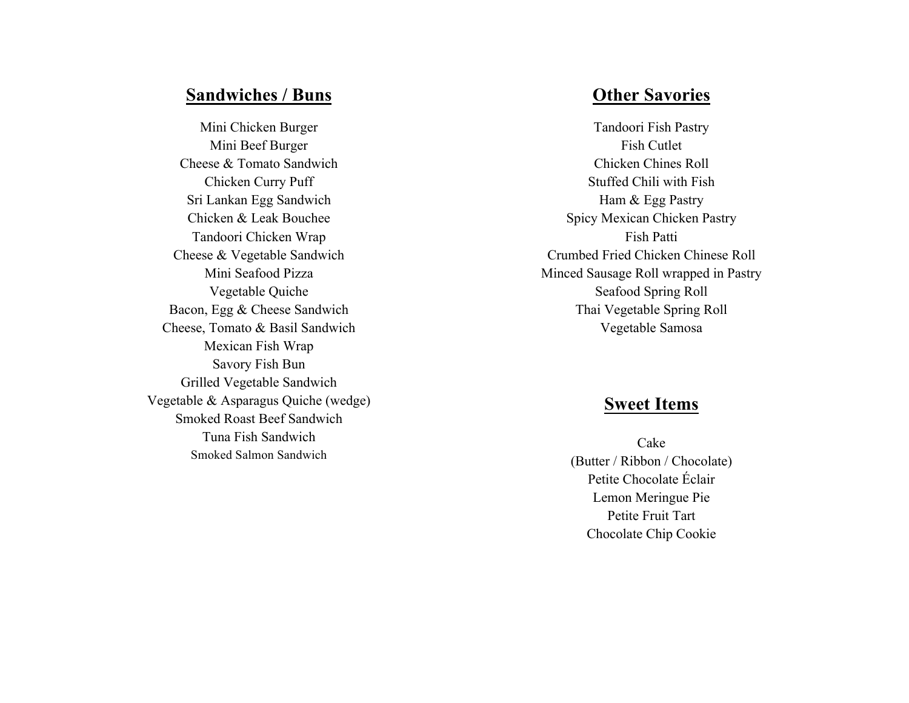## Sandwiches / Buns

Mini Chicken Burger
Mini Beef Burger
Cheese & Tomato Sandwich
Chicken Curry Puff
Sri Lankan Egg Sandwich
Chicken & Leak Bouchee
Tandoori Chicken Wrap
Cheese & Vegetable Sandwich
Mini Seafood Pizza
Vegetable Quiche
Bacon, Egg & Cheese Sandwich
Cheese, Tomato & Basil Sandwich
Mexican Fish Wrap
Savory Fish Bun
Grilled Vegetable Sandwich
Vegetable & Asparagus Quiche (wedge)
Smoked Roast Beef Sandwich
Tuna Fish Sandwich
Smoked Salmon Sandwich

## Other Savories

Tandoori Fish Pastry
Fish Cutlet
Chicken Chines Roll
Stuffed Chili with Fish
Ham & Egg Pastry
Spicy Mexican Chicken Pastry
Fish Patti
Crumbed Fried Chicken Chinese Roll
Minced Sausage Roll wrapped in Pastry
Seafood Spring Roll
Thai Vegetable Spring Roll
Vegetable Samosa

## Sweet Items

Cake
(Butter / Ribbon / Chocolate)
Petite Chocolate Éclair
Lemon Meringue Pie
Petite Fruit Tart
Chocolate Chip Cookie